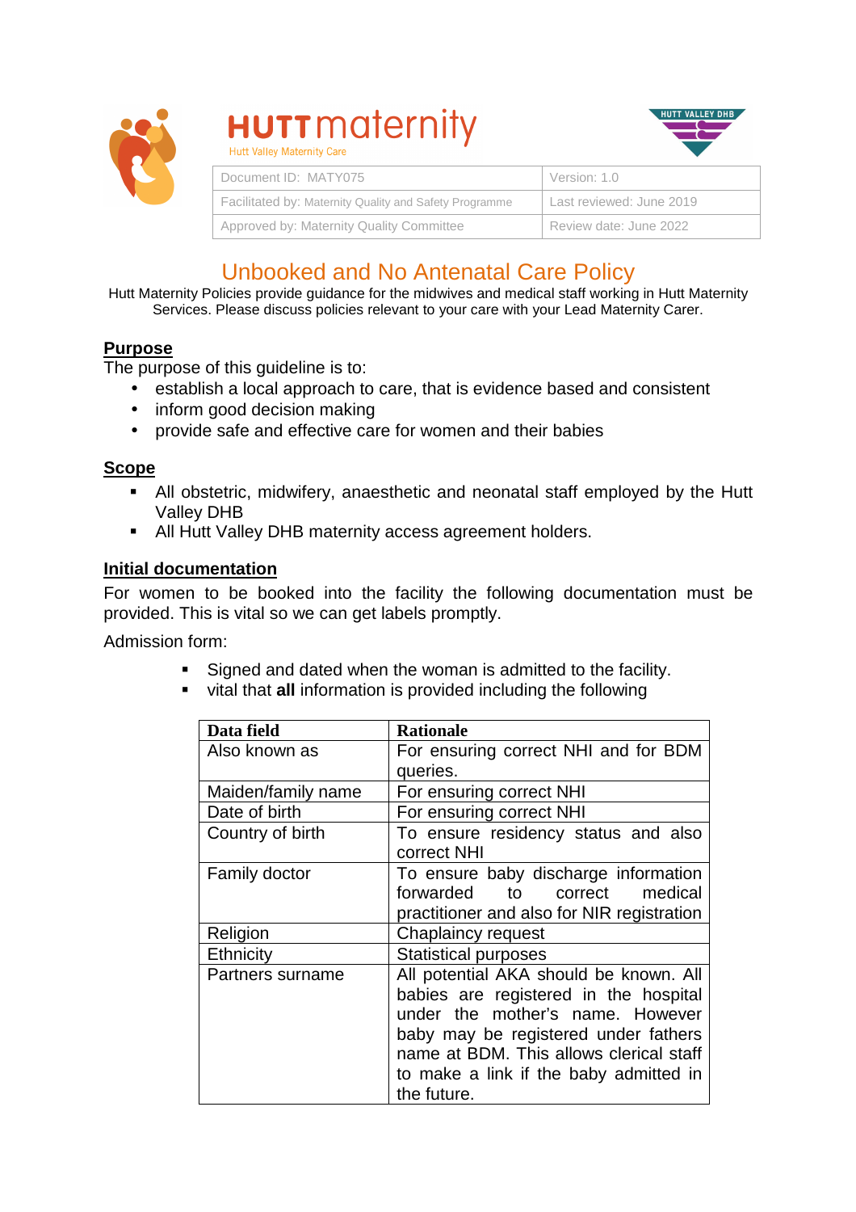HUTT maternity

Hutt Valley Maternity Care

HUTT VALLEY DHB

| Document ID: MATY075 | Version: 1.0 |
| --- | --- |
| Facilitated by: Maternity Quality and Safety Programme | Last reviewed: June 2019 |
| Approved by: Maternity Quality Committee | Review date: June 2022 |

# Unbooked and No Antenatal Care Policy

Hutt Maternity Policies provide guidance for the midwives and medical staff working in Hutt Maternity Services. Please discuss policies relevant to your care with your Lead Maternity Carer.

## Purpose

The purpose of this guideline is to:

- establish a local approach to care, that is evidence based and consistent
- inform good decision making
- provide safe and effective care for women and their babies

## Scope

- All obstetric, midwifery, anaesthetic and neonatal staff employed by the Hutt Valley DHB
- All Hutt Valley DHB maternity access agreement holders.

## Initial documentation

For women to be booked into the facility the following documentation must be provided. This is vital so we can get labels promptly.

Admission form:

- Signed and dated when the woman is admitted to the facility.
- vital that **all** information is provided including the following

| Data field | Rationale |
| --- | --- |
| Also known as | For ensuring correct NHI and for BDM queries. |
| Maiden/family name | For ensuring correct NHI |
| Date of birth | For ensuring correct NHI |
| Country of birth | To ensure residency status and also correct NHI |
| Family doctor | To ensure baby discharge information forwarded to correct medical practitioner and also for NIR registration |
| Religion | Chaplaincy request |
| Ethnicity | Statistical purposes |
| Partners surname | All potential AKA should be known. All babies are registered in the hospital under the mother's name. However baby may be registered under fathers name at BDM. This allows clerical staff to make a link if the baby admitted in the future. |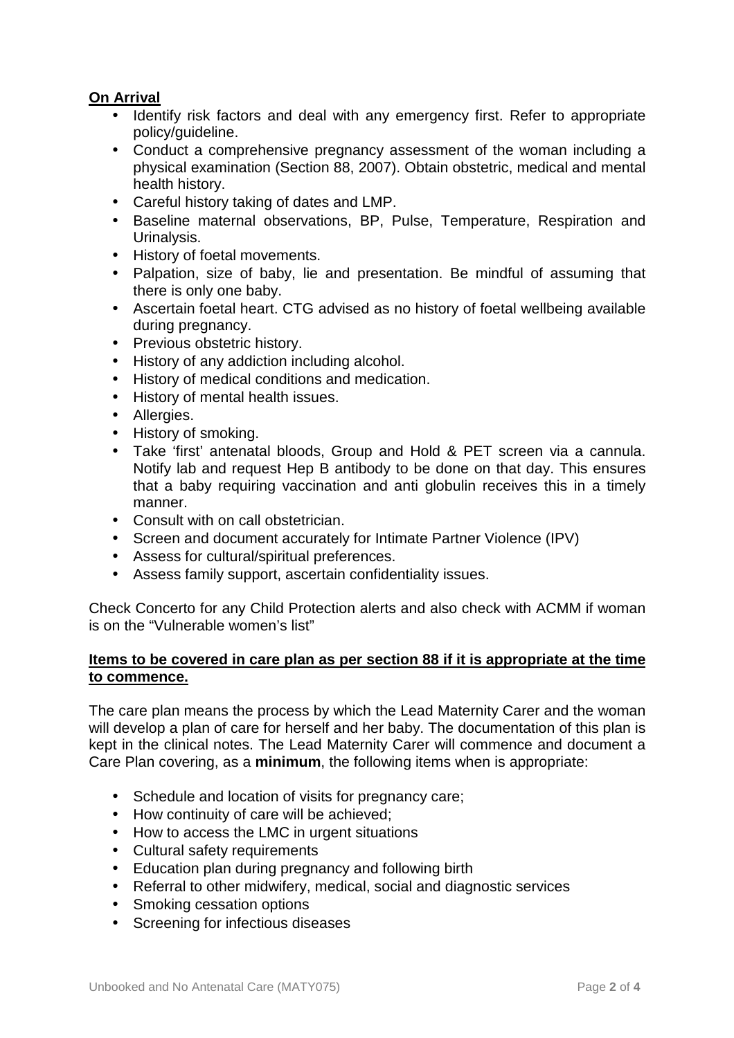**On Arrival**

- Identify risk factors and deal with any emergency first. Refer to appropriate policy/guideline.
- Conduct a comprehensive pregnancy assessment of the woman including a physical examination (Section 88, 2007). Obtain obstetric, medical and mental health history.
- Careful history taking of dates and LMP.
- Baseline maternal observations, BP, Pulse, Temperature, Respiration and Urinalysis.
- History of foetal movements.
- Palpation, size of baby, lie and presentation. Be mindful of assuming that there is only one baby.
- Ascertain foetal heart. CTG advised as no history of foetal wellbeing available during pregnancy.
- Previous obstetric history.
- History of any addiction including alcohol.
- History of medical conditions and medication.
- History of mental health issues.
- Allergies.
- History of smoking.
- Take 'first' antenatal bloods, Group and Hold & PET screen via a cannula. Notify lab and request Hep B antibody to be done on that day. This ensures that a baby requiring vaccination and anti globulin receives this in a timely manner.
- Consult with on call obstetrician.
- Screen and document accurately for Intimate Partner Violence (IPV)
- Assess for cultural/spiritual preferences.
- Assess family support, ascertain confidentiality issues.

Check Concerto for any Child Protection alerts and also check with ACMM if woman is on the "Vulnerable women's list"

**Items to be covered in care plan as per section 88 if it is appropriate at the time to commence.**

The care plan means the process by which the Lead Maternity Carer and the woman will develop a plan of care for herself and her baby. The documentation of this plan is kept in the clinical notes. The Lead Maternity Carer will commence and document a Care Plan covering, as a **minimum**, the following items when is appropriate:

- Schedule and location of visits for pregnancy care;
- How continuity of care will be achieved;
- How to access the LMC in urgent situations
- Cultural safety requirements
- Education plan during pregnancy and following birth
- Referral to other midwifery, medical, social and diagnostic services
- Smoking cessation options
- Screening for infectious diseases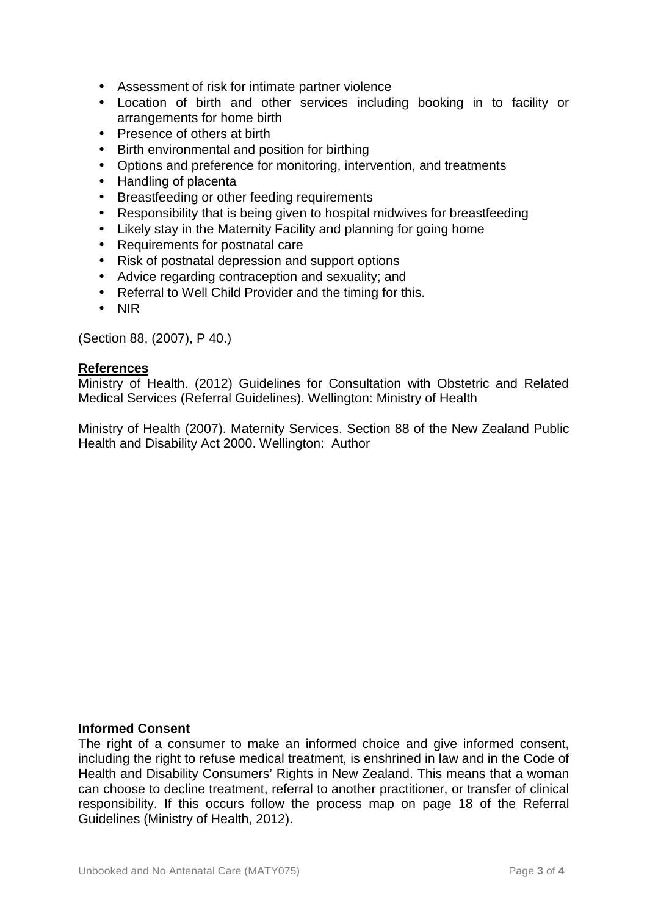- Assessment of risk for intimate partner violence
- Location of birth and other services including booking in to facility or arrangements for home birth
- Presence of others at birth
- Birth environmental and position for birthing
- Options and preference for monitoring, intervention, and treatments
- Handling of placenta
- Breastfeeding or other feeding requirements
- Responsibility that is being given to hospital midwives for breastfeeding
- Likely stay in the Maternity Facility and planning for going home
- Requirements for postnatal care
- Risk of postnatal depression and support options
- Advice regarding contraception and sexuality; and
- Referral to Well Child Provider and the timing for this.
- NIR

(Section 88, (2007), P 40.)

**References**

Ministry of Health. (2012) Guidelines for Consultation with Obstetric and Related Medical Services (Referral Guidelines). Wellington: Ministry of Health

Ministry of Health (2007). Maternity Services. Section 88 of the New Zealand Public Health and Disability Act 2000. Wellington: Author

**Informed Consent**

The right of a consumer to make an informed choice and give informed consent, including the right to refuse medical treatment, is enshrined in law and in the Code of Health and Disability Consumers' Rights in New Zealand. This means that a woman can choose to decline treatment, referral to another practitioner, or transfer of clinical responsibility. If this occurs follow the process map on page 18 of the Referral Guidelines (Ministry of Health, 2012).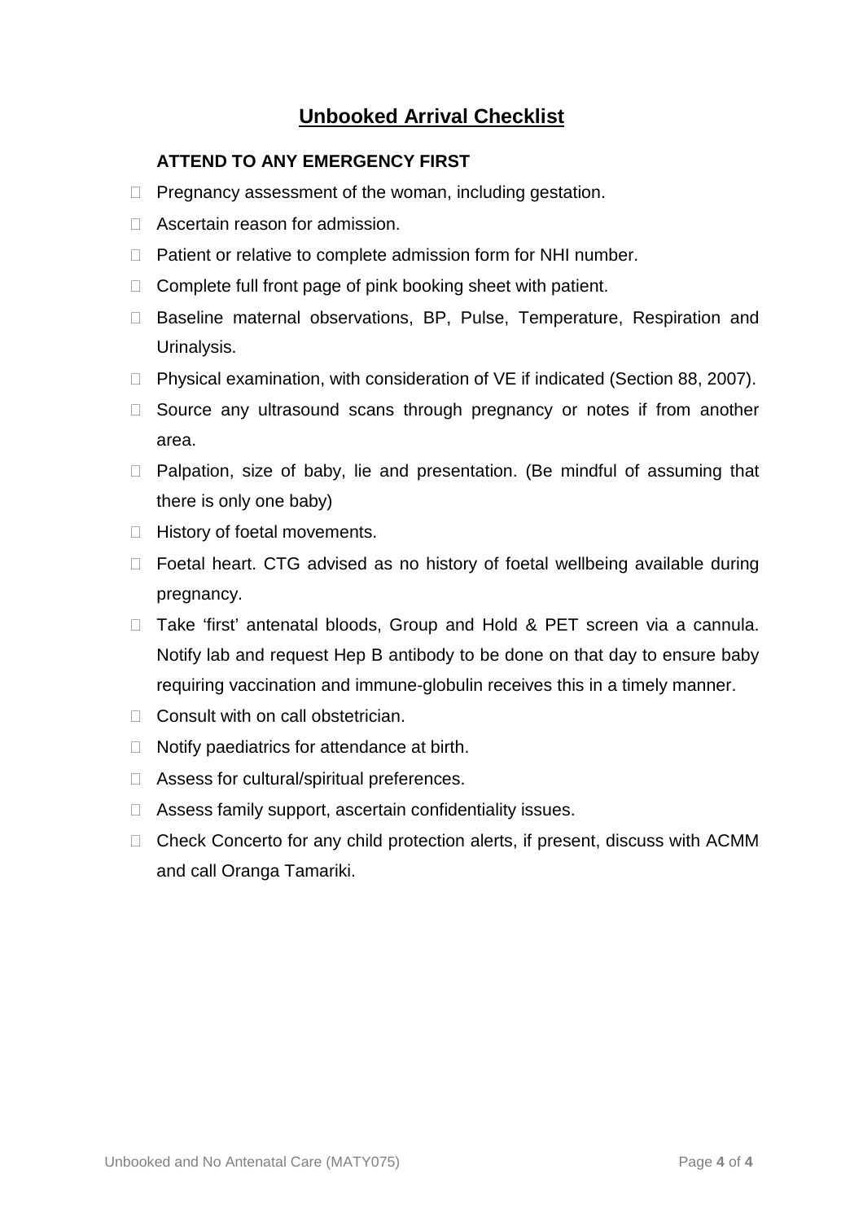# Unbooked Arrival Checklist

**ATTEND TO ANY EMERGENCY FIRST**

- [ ] Pregnancy assessment of the woman, including gestation.
- [ ] Ascertain reason for admission.
- [ ] Patient or relative to complete admission form for NHI number.
- [ ] Complete full front page of pink booking sheet with patient.
- [ ] Baseline maternal observations, BP, Pulse, Temperature, Respiration and Urinalysis.
- [ ] Physical examination, with consideration of VE if indicated (Section 88, 2007).
- [ ] Source any ultrasound scans through pregnancy or notes if from another area.
- [ ] Palpation, size of baby, lie and presentation. (Be mindful of assuming that there is only one baby)
- [ ] History of foetal movements.
- [ ] Foetal heart. CTG advised as no history of foetal wellbeing available during pregnancy.
- [ ] Take 'first' antenatal bloods, Group and Hold & PET screen via a cannula. Notify lab and request Hep B antibody to be done on that day to ensure baby requiring vaccination and immune-globulin receives this in a timely manner.
- [ ] Consult with on call obstetrician.
- [ ] Notify paediatrics for attendance at birth.
- [ ] Assess for cultural/spiritual preferences.
- [ ] Assess family support, ascertain confidentiality issues.
- [ ] Check Concerto for any child protection alerts, if present, discuss with ACMM and call Oranga Tamariki.